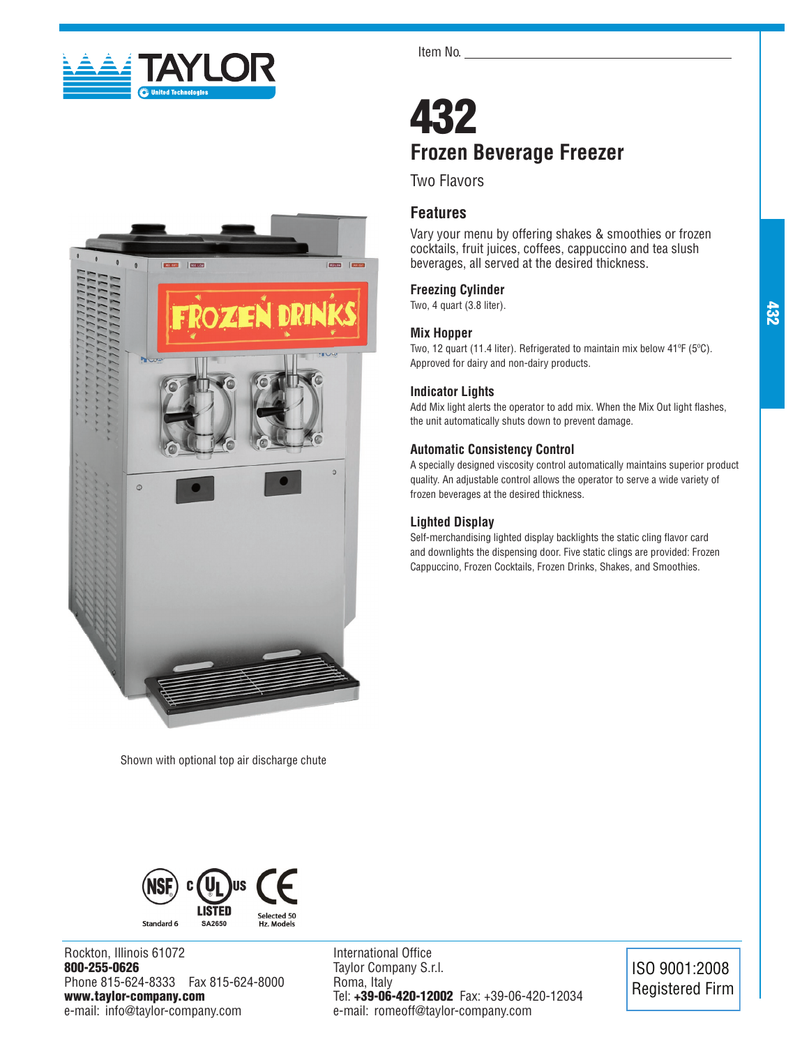Item No. ___________________________

# 432

## Frozen Beverage Freezer

Two Flavors

## Features

Vary your menu by offering shakes & smoothies or frozen cocktails, fruit juices, coffees, cappuccino and tea slush beverages, all served at the desired thickness.

### Freezing Cylinder

Two, 4 quart (3.8 liter).

### Mix Hopper

Two, 12 quart (11.4 liter). Refrigerated to maintain mix below 41ºF (5ºC). Approved for dairy and non-dairy products.

### Indicator Lights

Add Mix light alerts the operator to add mix. When the Mix Out light flashes, the unit automatically shuts down to prevent damage.

### Automatic Consistency Control

A specially designed viscosity control automatically maintains superior product quality. An adjustable control allows the operator to serve a wide variety of frozen beverages at the desired thickness.

### Lighted Display

Self-merchandising lighted display backlights the static cling flavor card and downlights the dispensing door. Five static clings are provided: Frozen Cappuccino, Frozen Cocktails, Frozen Drinks, Shakes, and Smoothies.

Shown with optional top air discharge chute

NSF Standard 6 | c UL us LISTED SA2650 | CE Selected 50 Hz. Models

Rockton, Illinois 61072
**800-255-0626**
Phone 815-624-8333 Fax 815-624-8000
**www.taylor-company.com**
e-mail: info@taylor-company.com

International Office
Taylor Company S.r.l.
Roma, Italy
Tel: **+39-06-420-12002** Fax: +39-06-420-12034
e-mail: romeoff@taylor-company.com

ISO 9001:2008
Registered Firm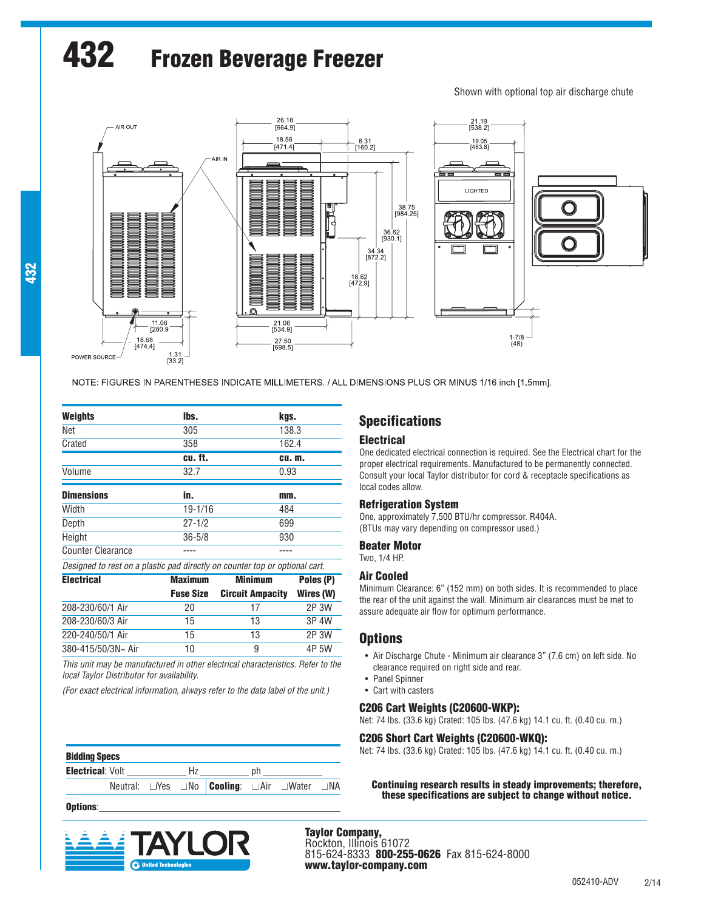# 432 Frozen Beverage Freezer

Shown with optional top air discharge chute

AIR OUT

AIR IN

26.18 [664.9]

18.56 [471.4]

6.31 [160.2]

38.75 [984.25]

36.62 [930.1]

34.34 [872.2]

18.62 [472.9]

21.19 [538.2]

19.05 [483.8]

LIGHTED

11.06 [280.9]

18.68 [474.4]

1.31 [33.2]

POWER SOURCE

21.06 [534.9]

27.50 [698.5]

1-7/8 (48)

NOTE: FIGURES IN PARENTHESES INDICATE MILLIMETERS. / ALL DIMENSIONS PLUS OR MINUS 1/16 inch [1.5mm].

| **Weights** | **lbs.** | **kgs.** |
|---|---|---|
| Net | 305 | 138.3 |
| Crated | 358 | 162.4 |
| | **cu. ft.** | **cu. m.** |
| Volume | 32.7 | 0.93 |

| **Dimensions** | **in.** | **mm.** |
|---|---|---|
| Width | 19-1/16 | 484 |
| Depth | 27-1/2 | 699 |
| Height | 36-5/8 | 930 |
| Counter Clearance | ---- | ---- |

*Designed to rest on a plastic pad directly on counter top or optional cart.*

| **Electrical** | **Maximum Fuse Size** | **Minimum Circuit Ampacity** | **Poles (P) Wires (W)** |
|---|---|---|---|
| 208-230/60/1 Air | 20 | 17 | 2P 3W |
| 208-230/60/3 Air | 15 | 13 | 3P 4W |
| 220-240/50/1 Air | 15 | 13 | 2P 3W |
| 380-415/50/3N~ Air | 10 | 9 | 4P 5W |

*This unit may be manufactured in other electrical characteristics. Refer to the local Taylor Distributor for availability.*

*(For exact electrical information, always refer to the data label of the unit.)*

## Specifications

### Electrical

One dedicated electrical connection is required. See the Electrical chart for the proper electrical requirements. Manufactured to be permanently connected. Consult your local Taylor distributor for cord & receptacle specifications as local codes allow.

### Refrigeration System

One, approximately 7,500 BTU/hr compressor. R404A. (BTUs may vary depending on compressor used.)

### Beater Motor

Two, 1/4 HP.

### Air Cooled

Minimum Clearance: 6" (152 mm) on both sides. It is recommended to place the rear of the unit against the wall. Minimum air clearances must be met to assure adequate air flow for optimum performance.

## Options

- Air Discharge Chute - Minimum air clearance 3" (7.6 cm) on left side. No clearance required on right side and rear.
- Panel Spinner
- Cart with casters

### C206 Cart Weights (C20600-WKP):

Net: 74 lbs. (33.6 kg) Crated: 105 lbs. (47.6 kg) 14.1 cu. ft. (0.40 cu. m.)

### C206 Short Cart Weights (C20600-WKQ):

Net: 74 lbs. (33.6 kg) Crated: 105 lbs. (47.6 kg) 14.1 cu. ft. (0.40 cu. m.)

**Continuing research results in steady improvements; therefore, these specifications are subject to change without notice.**

**Bidding Specs**

**Electrical**: Volt ________ Hz ________ ph ________

Neutral: ❑Yes ❑No | **Cooling**: ❑Air ❑Water ❑NA

**Options**: ________________________________

TAYLOR United Technologies

**Taylor Company,**
Rockton, Illinois 61072
815-624-8333 **800-255-0626** Fax 815-624-8000
**www.taylor-company.com**

052410-ADV 2/14